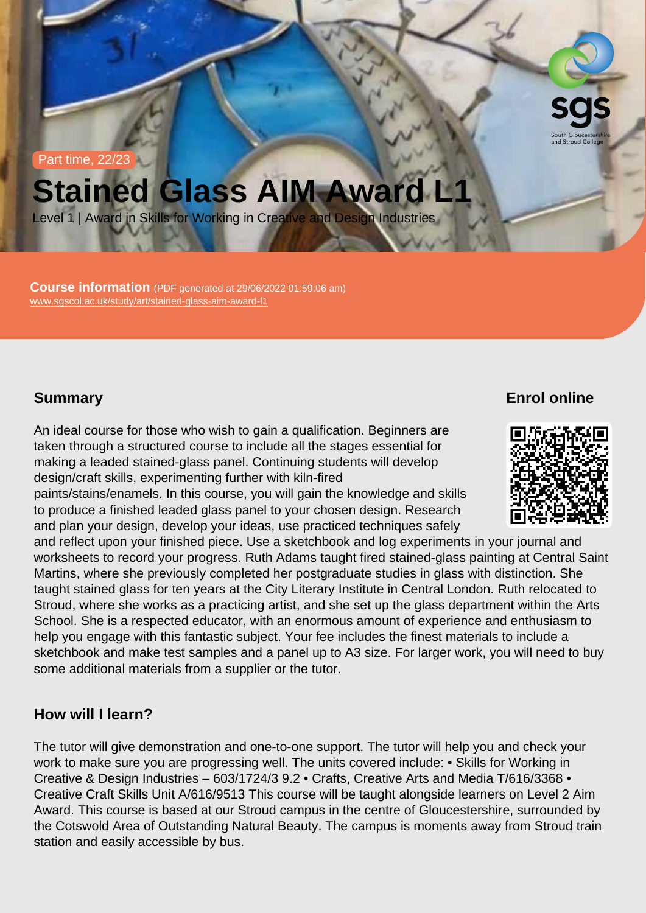Part time, 22/23

# Stained Glass AIM Award L1

Level 1 | Award in Skills for Working in Creative and Design Industries

**Course information** (PDF generated at 29/06/2022 01:59:06 am)
www.sgscol.ac.uk/study/art/stained-glass-aim-award-l1

## Summary

An ideal course for those who wish to gain a qualification. Beginners are taken through a structured course to include all the stages essential for making a leaded stained-glass panel. Continuing students will develop design/craft skills, experimenting further with kiln-fired paints/stains/enamels. In this course, you will gain the knowledge and skills to produce a finished leaded glass panel to your chosen design. Research and plan your design, develop your ideas, use practiced techniques safely and reflect upon your finished piece. Use a sketchbook and log experiments in your journal and worksheets to record your progress. Ruth Adams taught fired stained-glass painting at Central Saint Martins, where she previously completed her postgraduate studies in glass with distinction. She taught stained glass for ten years at the City Literary Institute in Central London. Ruth relocated to Stroud, where she works as a practicing artist, and she set up the glass department within the Arts School. She is a respected educator, with an enormous amount of experience and enthusiasm to help you engage with this fantastic subject. Your fee includes the finest materials to include a sketchbook and make test samples and a panel up to A3 size. For larger work, you will need to buy some additional materials from a supplier or the tutor.

## Enrol online

## How will I learn?

The tutor will give demonstration and one-to-one support. The tutor will help you and check your work to make sure you are progressing well. The units covered include: • Skills for Working in Creative & Design Industries – 603/1724/3 9.2 • Crafts, Creative Arts and Media T/616/3368 • Creative Craft Skills Unit A/616/9513 This course will be taught alongside learners on Level 2 Aim Award. This course is based at our Stroud campus in the centre of Gloucestershire, surrounded by the Cotswold Area of Outstanding Natural Beauty. The campus is moments away from Stroud train station and easily accessible by bus.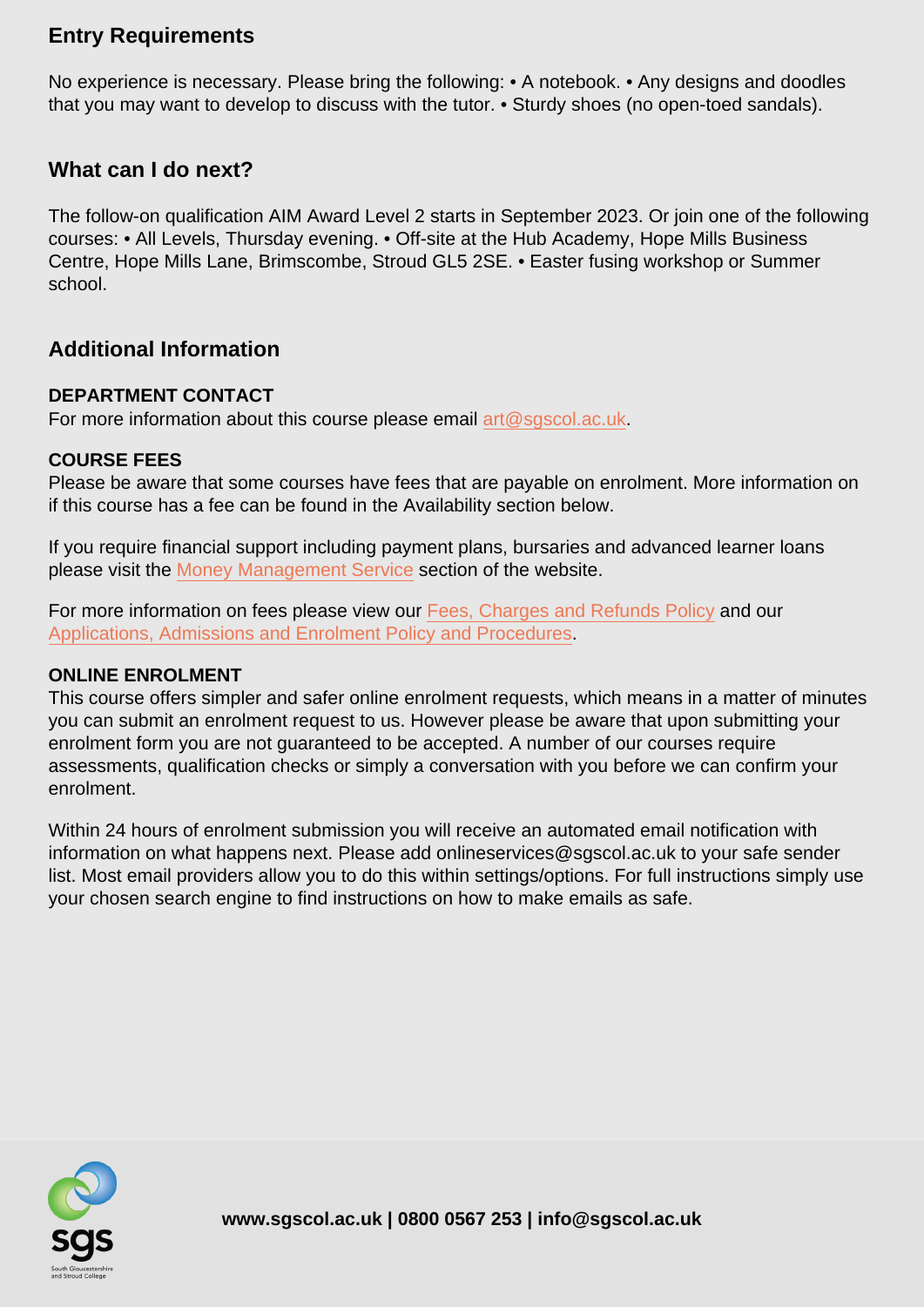## Entry Requirements

No experience is necessary. Please bring the following: • A notebook. • Any designs and doodles that you may want to develop to discuss with the tutor. • Sturdy shoes (no open-toed sandals).

## What can I do next?

The follow-on qualification AIM Award Level 2 starts in September 2023. Or join one of the following courses: • All Levels, Thursday evening. • Off-site at the Hub Academy, Hope Mills Business Centre, Hope Mills Lane, Brimscombe, Stroud GL5 2SE. • Easter fusing workshop or Summer school.

## Additional Information

**DEPARTMENT CONTACT**
For more information about this course please email art@sgscol.ac.uk.

**COURSE FEES**
Please be aware that some courses have fees that are payable on enrolment. More information on if this course has a fee can be found in the Availability section below.

If you require financial support including payment plans, bursaries and advanced learner loans please visit the Money Management Service section of the website.

For more information on fees please view our Fees, Charges and Refunds Policy and our Applications, Admissions and Enrolment Policy and Procedures.

**ONLINE ENROLMENT**
This course offers simpler and safer online enrolment requests, which means in a matter of minutes you can submit an enrolment request to us. However please be aware that upon submitting your enrolment form you are not guaranteed to be accepted. A number of our courses require assessments, qualification checks or simply a conversation with you before we can confirm your enrolment.

Within 24 hours of enrolment submission you will receive an automated email notification with information on what happens next. Please add onlineservices@sgscol.ac.uk to your safe sender list. Most email providers allow you to do this within settings/options. For full instructions simply use your chosen search engine to find instructions on how to make emails as safe.

sgs South Gloucestershire and Stroud College

**www.sgscol.ac.uk | 0800 0567 253 | info@sgscol.ac.uk**